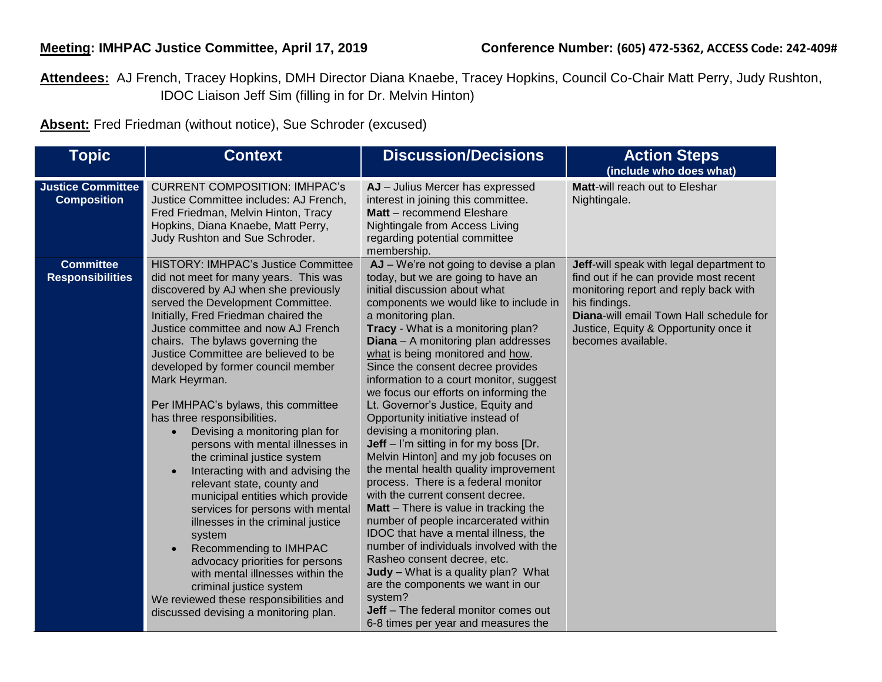**Meeting: IMHPAC Justice Committee, April 17, 2019** **Conference Number: (605) 472-5362, ACCESS Code: 242-409#**

**Attendees:** AJ French, Tracey Hopkins, DMH Director Diana Knaebe, Tracey Hopkins, Council Co-Chair Matt Perry, Judy Rushton, IDOC Liaison Jeff Sim (filling in for Dr. Melvin Hinton)

**Absent:** Fred Friedman (without notice), Sue Schroder (excused)

| Topic | Context | Discussion/Decisions | Action Steps (include who does what) |
|---|---|---|---|
| **Justice Committee Composition** | CURRENT COMPOSITION: IMHPAC's Justice Committee includes: AJ French, Fred Friedman, Melvin Hinton, Tracy Hopkins, Diana Knaebe, Matt Perry, Judy Rushton and Sue Schroder. | **AJ** – Julius Mercer has expressed interest in joining this committee.<br>**Matt** – recommend Eleshare Nightingale from Access Living regarding potential committee membership. | **Matt**-will reach out to Eleshar Nightingale. |
| **Committee Responsibilities** | HISTORY: IMHPAC's Justice Committee did not meet for many years. This was discovered by AJ when she previously served the Development Committee. Initially, Fred Friedman chaired the Justice committee and now AJ French chairs. The bylaws governing the Justice Committee are believed to be developed by former council member Mark Heyrman.<br><br>Per IMHPAC's bylaws, this committee has three responsibilities.<br>• Devising a monitoring plan for persons with mental illnesses in the criminal justice system<br>• Interacting with and advising the relevant state, county and municipal entities which provide services for persons with mental illnesses in the criminal justice system<br>• Recommending to IMHPAC advocacy priorities for persons with mental illnesses within the criminal justice system<br>We reviewed these responsibilities and discussed devising a monitoring plan. | **AJ** – We're not going to devise a plan today, but we are going to have an initial discussion about what components we would like to include in a monitoring plan.<br>**Tracy** - What is a monitoring plan?<br>**Diana** – A monitoring plan addresses what is being monitored and how. Since the consent decree provides information to a court monitor, suggest we focus our efforts on informing the Lt. Governor's Justice, Equity and Opportunity initiative instead of devising a monitoring plan.<br>**Jeff** – I'm sitting in for my boss [Dr. Melvin Hinton] and my job focuses on the mental health quality improvement process. There is a federal monitor with the current consent decree.<br>**Matt** – There is value in tracking the number of people incarcerated within IDOC that have a mental illness, the number of individuals involved with the Rasheo consent decree, etc.<br>**Judy –** What is a quality plan? What are the components we want in our system?<br>**Jeff** – The federal monitor comes out 6-8 times per year and measures the | **Jeff**-will speak with legal department to find out if he can provide most recent monitoring report and reply back with his findings.<br>**Diana**-will email Town Hall schedule for Justice, Equity & Opportunity once it becomes available. |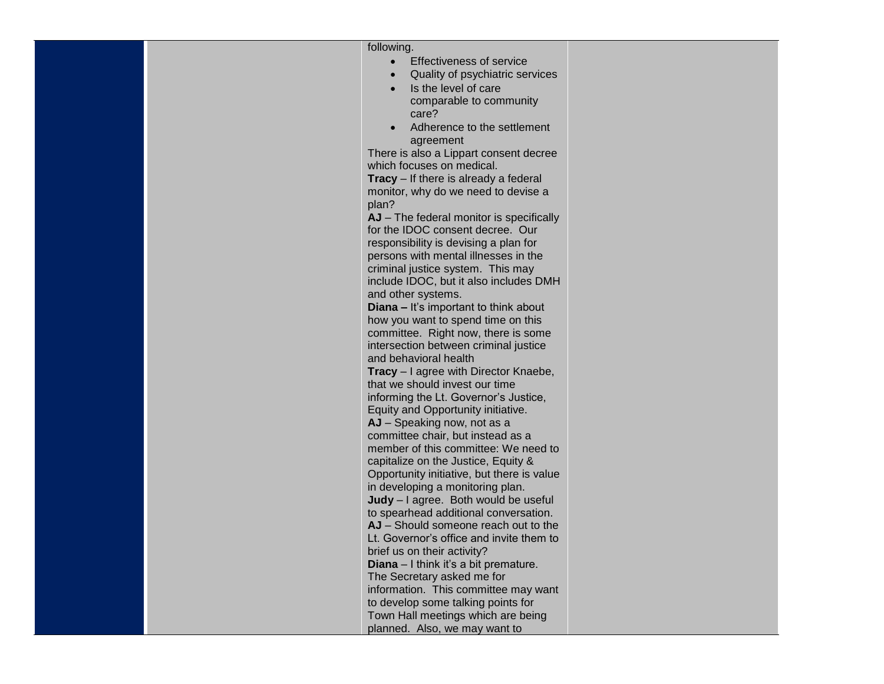| | | following.<br>• Effectiveness of service<br>• Quality of psychiatric services<br>• Is the level of care comparable to community care?<br>• Adherence to the settlement agreement<br>There is also a Lippart consent decree which focuses on medical.<br>**Tracy** – If there is already a federal monitor, why do we need to devise a plan?<br>**AJ** – The federal monitor is specifically for the IDOC consent decree. Our responsibility is devising a plan for persons with mental illnesses in the criminal justice system. This may include IDOC, but it also includes DMH and other systems.<br>**Diana –** It's important to think about how you want to spend time on this committee. Right now, there is some intersection between criminal justice and behavioral health<br>**Tracy** – I agree with Director Knaebe, that we should invest our time informing the Lt. Governor's Justice, Equity and Opportunity initiative.<br>**AJ** – Speaking now, not as a committee chair, but instead as a member of this committee: We need to capitalize on the Justice, Equity & Opportunity initiative, but there is value in developing a monitoring plan.<br>**Judy** – I agree. Both would be useful to spearhead additional conversation.<br>**AJ** – Should someone reach out to the Lt. Governor's office and invite them to brief us on their activity?<br>**Diana** – I think it's a bit premature. The Secretary asked me for information. This committee may want to develop some talking points for Town Hall meetings which are being planned. Also, we may want to | |
|---|---|---|---|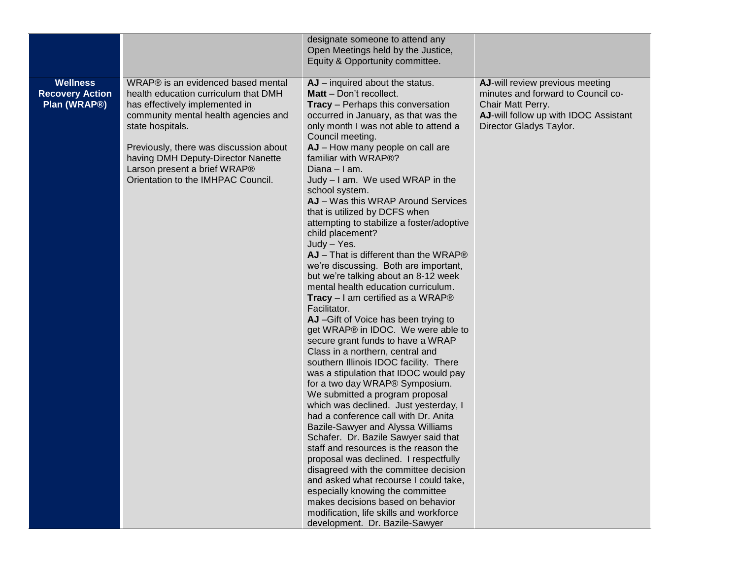| | | | |
|---|---|---|---|
| | | designate someone to attend any Open Meetings held by the Justice, Equity & Opportunity committee. | |
| **Wellness Recovery Action Plan (WRAP®)** | WRAP® is an evidenced based mental health education curriculum that DMH has effectively implemented in community mental health agencies and state hospitals.<br><br>Previously, there was discussion about having DMH Deputy-Director Nanette Larson present a brief WRAP® Orientation to the IMHPAC Council. | **AJ** – inquired about the status.<br>**Matt** – Don't recollect.<br>**Tracy** – Perhaps this conversation occurred in January, as that was the only month I was not able to attend a Council meeting.<br>**AJ** – How many people on call are familiar with WRAP®?<br>Diana – I am.<br>Judy – I am. We used WRAP in the school system.<br>**AJ** – Was this WRAP Around Services that is utilized by DCFS when attempting to stabilize a foster/adoptive child placement?<br>Judy – Yes.<br>**AJ** – That is different than the WRAP® we're discussing. Both are important, but we're talking about an 8-12 week mental health education curriculum.<br>**Tracy** – I am certified as a WRAP® Facilitator.<br>**AJ** –Gift of Voice has been trying to get WRAP® in IDOC. We were able to secure grant funds to have a WRAP Class in a northern, central and southern Illinois IDOC facility. There was a stipulation that IDOC would pay for a two day WRAP® Symposium. We submitted a program proposal which was declined. Just yesterday, I had a conference call with Dr. Anita Bazile-Sawyer and Alyssa Williams Schafer. Dr. Bazile Sawyer said that staff and resources is the reason the proposal was declined. I respectfully disagreed with the committee decision and asked what recourse I could take, especially knowing the committee makes decisions based on behavior modification, life skills and workforce development. Dr. Bazile-Sawyer | **AJ**-will review previous meeting minutes and forward to Council co-Chair Matt Perry.<br>**AJ**-will follow up with IDOC Assistant Director Gladys Taylor. |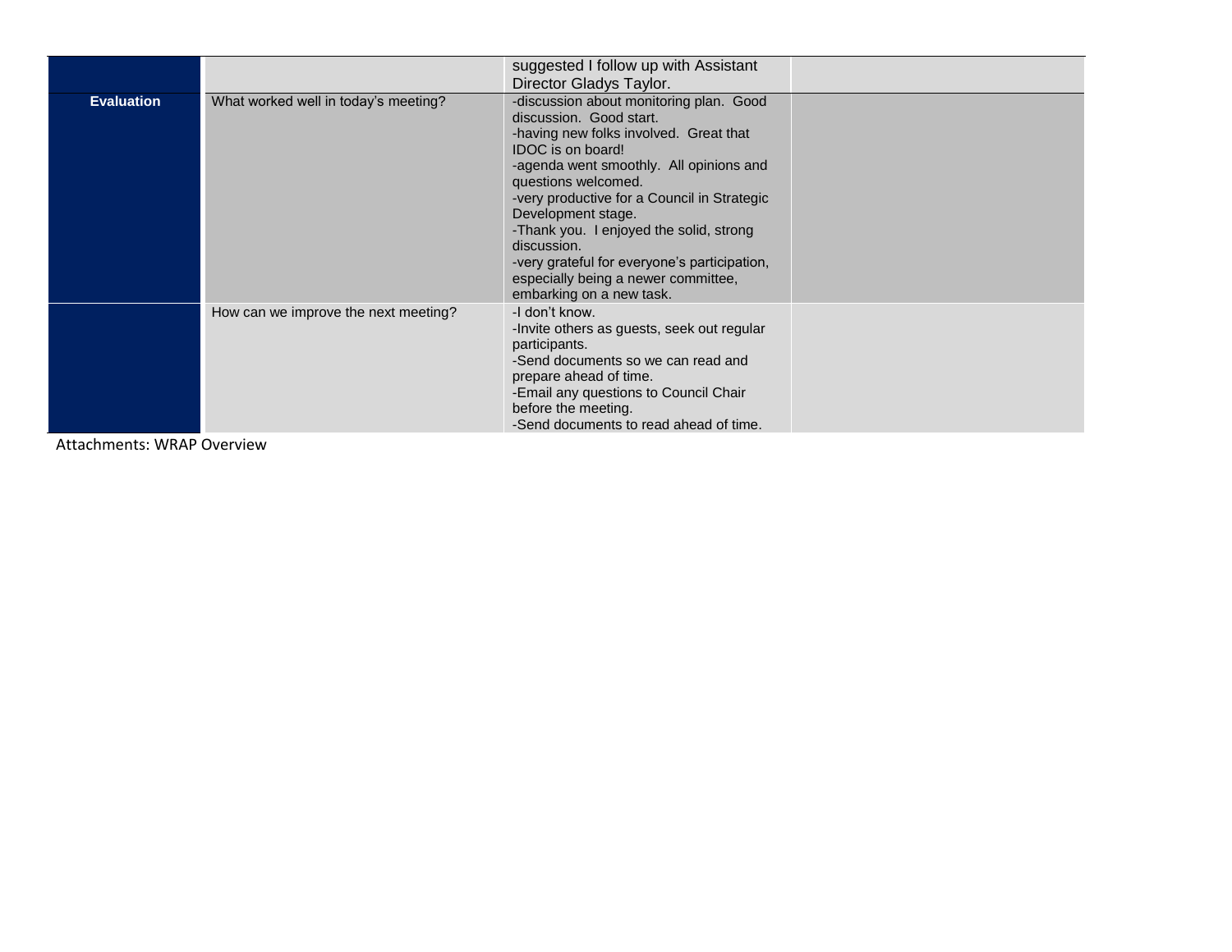| | | | |
|---|---|---|---|
| | | suggested I follow up with Assistant Director Gladys Taylor. | |
| **Evaluation** | What worked well in today's meeting? | -discussion about monitoring plan. Good discussion. Good start.<br>-having new folks involved. Great that IDOC is on board!<br>-agenda went smoothly. All opinions and questions welcomed.<br>-very productive for a Council in Strategic Development stage.<br>-Thank you. I enjoyed the solid, strong discussion.<br>-very grateful for everyone's participation, especially being a newer committee, embarking on a new task. | |
| | How can we improve the next meeting? | -I don't know.<br>-Invite others as guests, seek out regular participants.<br>-Send documents so we can read and prepare ahead of time.<br>-Email any questions to Council Chair before the meeting.<br>-Send documents to read ahead of time. | |

Attachments: WRAP Overview